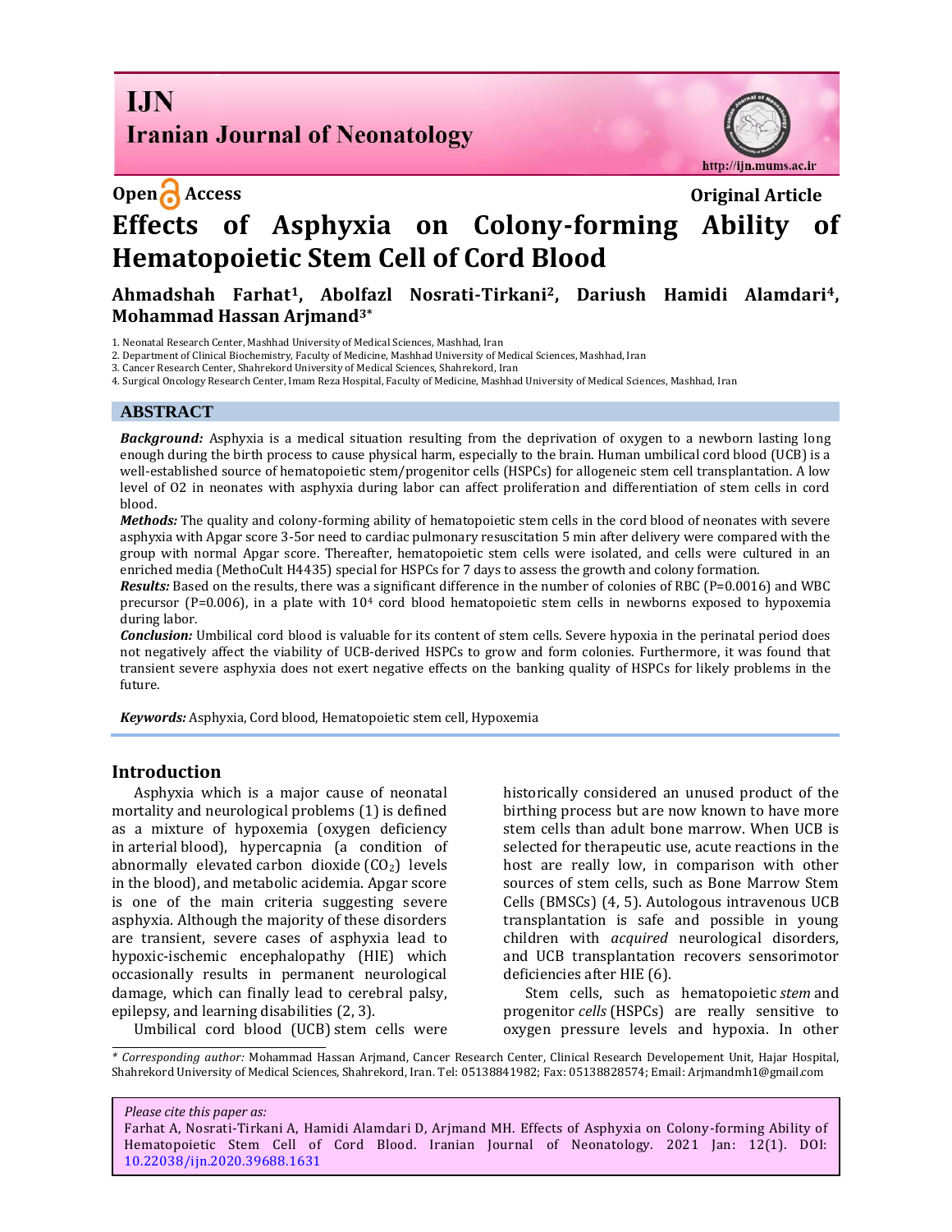**Open Access** **Original Article**

# Effects of Asphyxia on Colony-forming Ability of Hematopoietic Stem Cell of Cord Blood

**Ahmadshah Farhat[1], Abolfazl Nosrati-Tirkani[2], Dariush Hamidi Alamdari[4], Mohammad Hassan Arjmand[3*]**

1. Neonatal Research Center, Mashhad University of Medical Sciences, Mashhad, Iran
2. Department of Clinical Biochemistry, Faculty of Medicine, Mashhad University of Medical Sciences, Mashhad, Iran
3. Cancer Research Center, Shahrekord University of Medical Sciences, Shahrekord, Iran
4. Surgical Oncology Research Center, Imam Reza Hospital, Faculty of Medicine, Mashhad University of Medical Sciences, Mashhad, Iran

## ABSTRACT

***Background:*** Asphyxia is a medical situation resulting from the deprivation of oxygen to a newborn lasting long enough during the birth process to cause physical harm, especially to the brain. Human umbilical cord blood (UCB) is a well-established source of hematopoietic stem/progenitor cells (HSPCs) for allogeneic stem cell transplantation. A low level of O2 in neonates with asphyxia during labor can affect proliferation and differentiation of stem cells in cord blood.

***Methods:*** The quality and colony-forming ability of hematopoietic stem cells in the cord blood of neonates with severe asphyxia with Apgar score 3-5or need to cardiac pulmonary resuscitation 5 min after delivery were compared with the group with normal Apgar score. Thereafter, hematopoietic stem cells were isolated, and cells were cultured in an enriched media (MethoCult H4435) special for HSPCs for 7 days to assess the growth and colony formation.

***Results:*** Based on the results, there was a significant difference in the number of colonies of RBC (P=0.0016) and WBC precursor (P=0.006), in a plate with $10^4$ cord blood hematopoietic stem cells in newborns exposed to hypoxemia during labor.

***Conclusion:*** Umbilical cord blood is valuable for its content of stem cells. Severe hypoxia in the perinatal period does not negatively affect the viability of UCB-derived HSPCs to grow and form colonies. Furthermore, it was found that transient severe asphyxia does not exert negative effects on the banking quality of HSPCs for likely problems in the future.

***Keywords:*** Asphyxia, Cord blood, Hematopoietic stem cell, Hypoxemia

## Introduction

Asphyxia which is a major cause of neonatal mortality and neurological problems (1) is defined as a mixture of hypoxemia (oxygen deficiency in arterial blood), hypercapnia (a condition of abnormally elevated carbon dioxide ($CO_2$) levels in the blood), and metabolic acidemia. Apgar score is one of the main criteria suggesting severe asphyxia. Although the majority of these disorders are transient, severe cases of asphyxia lead to hypoxic-ischemic encephalopathy (HIE) which occasionally results in permanent neurological damage, which can finally lead to cerebral palsy, epilepsy, and learning disabilities (2, 3).

Umbilical cord blood (UCB) stem cells were historically considered an unused product of the birthing process but are now known to have more stem cells than adult bone marrow. When UCB is selected for therapeutic use, acute reactions in the host are really low, in comparison with other sources of stem cells, such as Bone Marrow Stem Cells (BMSCs) (4, 5). Autologous intravenous UCB transplantation is safe and possible in young children with *acquired* neurological disorders, and UCB transplantation recovers sensorimotor deficiencies after HIE (6).

Stem cells, such as hematopoietic *stem* and progenitor *cells* (HSPCs) are really sensitive to oxygen pressure levels and hypoxia. In other

---

\* *Corresponding author:* Mohammad Hassan Arjmand, Cancer Research Center, Clinical Research Developement Unit, Hajar Hospital, Shahrekord University of Medical Sciences, Shahrekord, Iran. Tel: 05138841982; Fax: 05138828574; Email: Arjmandmh1@gmail.com

*Please cite this paper as:*
Farhat A, Nosrati-Tirkani A, Hamidi Alamdari D, Arjmand MH. Effects of Asphyxia on Colony-forming Ability of Hematopoietic Stem Cell of Cord Blood. Iranian Journal of Neonatology. 2021 Jan: 12(1). DOI: 10.22038/ijn.2020.39688.1631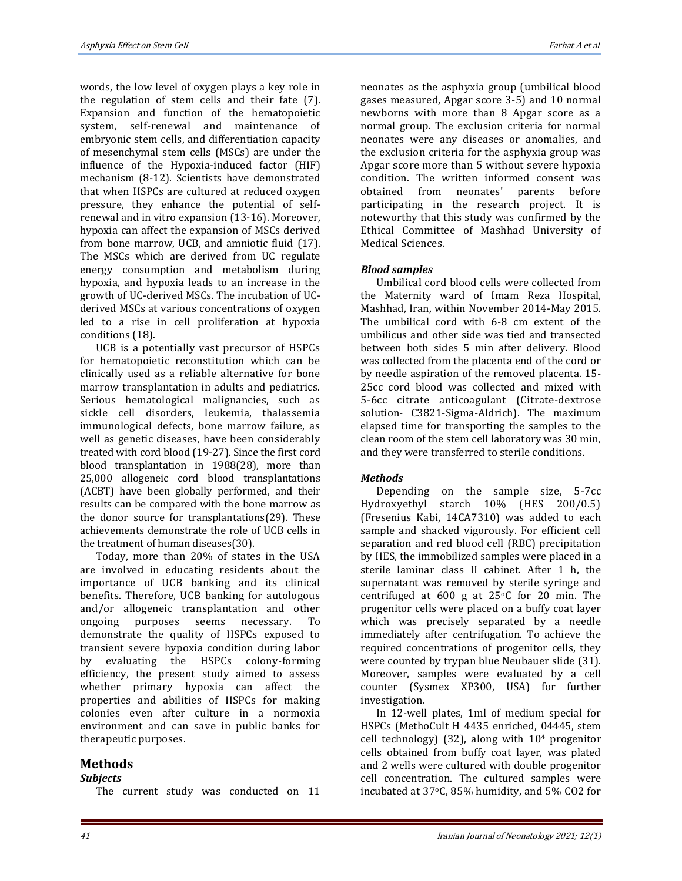words, the low level of oxygen plays a key role in the regulation of stem cells and their fate (7). Expansion and function of the hematopoietic system, self-renewal and maintenance of embryonic stem cells, and differentiation capacity of mesenchymal stem cells (MSCs) are under the influence of the Hypoxia-induced factor (HIF) mechanism (8-12). Scientists have demonstrated that when HSPCs are cultured at reduced oxygen pressure, they enhance the potential of self-renewal and in vitro expansion (13-16). Moreover, hypoxia can affect the expansion of MSCs derived from bone marrow, UCB, and amniotic fluid (17). The MSCs which are derived from UC regulate energy consumption and metabolism during hypoxia, and hypoxia leads to an increase in the growth of UC-derived MSCs. The incubation of UC-derived MSCs at various concentrations of oxygen led to a rise in cell proliferation at hypoxia conditions (18).

UCB is a potentially vast precursor of HSPCs for hematopoietic reconstitution which can be clinically used as a reliable alternative for bone marrow transplantation in adults and pediatrics. Serious hematological malignancies, such as sickle cell disorders, leukemia, thalassemia immunological defects, bone marrow failure, as well as genetic diseases, have been considerably treated with cord blood (19-27). Since the first cord blood transplantation in 1988(28), more than 25,000 allogeneic cord blood transplantations (ACBT) have been globally performed, and their results can be compared with the bone marrow as the donor source for transplantations(29). These achievements demonstrate the role of UCB cells in the treatment of human diseases(30).

Today, more than 20% of states in the USA are involved in educating residents about the importance of UCB banking and its clinical benefits. Therefore, UCB banking for autologous and/or allogeneic transplantation and other ongoing purposes seems necessary. To demonstrate the quality of HSPCs exposed to transient severe hypoxia condition during labor by evaluating the HSPCs colony-forming efficiency, the present study aimed to assess whether primary hypoxia can affect the properties and abilities of HSPCs for making colonies even after culture in a normoxia environment and can save in public banks for therapeutic purposes.

## Methods

### *Subjects*

The current study was conducted on 11 neonates as the asphyxia group (umbilical blood gases measured, Apgar score 3-5) and 10 normal newborns with more than 8 Apgar score as a normal group. The exclusion criteria for normal neonates were any diseases or anomalies, and the exclusion criteria for the asphyxia group was Apgar score more than 5 without severe hypoxia condition. The written informed consent was obtained from neonates' parents before participating in the research project. It is noteworthy that this study was confirmed by the Ethical Committee of Mashhad University of Medical Sciences.

### *Blood samples*

Umbilical cord blood cells were collected from the Maternity ward of Imam Reza Hospital, Mashhad, Iran, within November 2014-May 2015. The umbilical cord with 6-8 cm extent of the umbilicus and other side was tied and transected between both sides 5 min after delivery. Blood was collected from the placenta end of the cord or by needle aspiration of the removed placenta. 15-25cc cord blood was collected and mixed with 5-6cc citrate anticoagulant (Citrate-dextrose solution- C3821-Sigma-Aldrich). The maximum elapsed time for transporting the samples to the clean room of the stem cell laboratory was 30 min, and they were transferred to sterile conditions.

### *Methods*

Depending on the sample size, 5-7cc Hydroxyethyl starch 10% (HES 200/0.5) (Fresenius Kabi, 14CA7310) was added to each sample and shacked vigorously. For efficient cell separation and red blood cell (RBC) precipitation by HES, the immobilized samples were placed in a sterile laminar class II cabinet. After 1 h, the supernatant was removed by sterile syringe and centrifuged at 600 g at 25°C for 20 min. The progenitor cells were placed on a buffy coat layer which was precisely separated by a needle immediately after centrifugation. To achieve the required concentrations of progenitor cells, they were counted by trypan blue Neubauer slide (31). Moreover, samples were evaluated by a cell counter (Sysmex XP300, USA) for further investigation.

In 12-well plates, 1ml of medium special for HSPCs (MethoCult H 4435 enriched, 04445, stem cell technology) (32), along with $10^4$ progenitor cells obtained from buffy coat layer, was plated and 2 wells were cultured with double progenitor cell concentration. The cultured samples were incubated at 37°C, 85% humidity, and 5% $CO_2$ for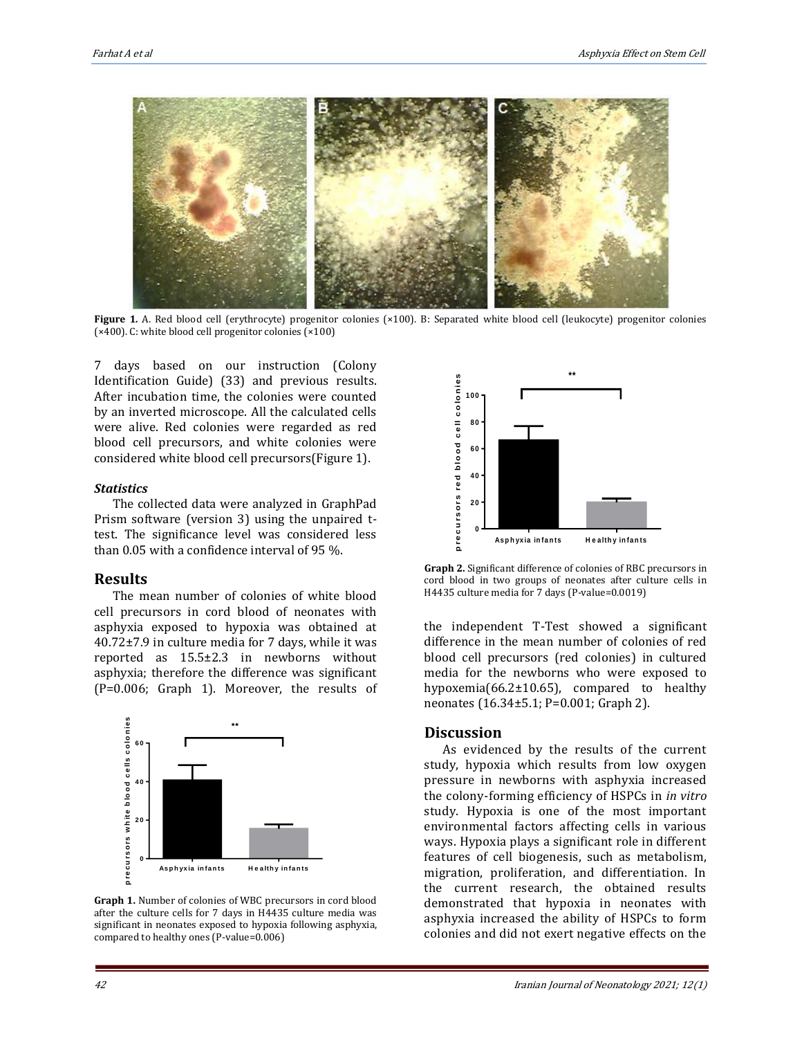Figure 1. A. Red blood cell (erythrocyte) progenitor colonies (×100). B: Separated white blood cell (leukocyte) progenitor colonies (×400). C: white blood cell progenitor colonies (×100)

7 days based on our instruction (Colony Identification Guide) (33) and previous results. After incubation time, the colonies were counted by an inverted microscope. All the calculated cells were alive. Red colonies were regarded as red blood cell precursors, and white colonies were considered white blood cell precursors(Figure 1).

### *Statistics*

The collected data were analyzed in GraphPad Prism software (version 3) using the unpaired t-test. The significance level was considered less than 0.05 with a confidence interval of 95 %.

## Results

The mean number of colonies of white blood cell precursors in cord blood of neonates with asphyxia exposed to hypoxia was obtained at 40.72±7.9 in culture media for 7 days, while it was reported as 15.5±2.3 in newborns without asphyxia; therefore the difference was significant (P=0.006; Graph 1). Moreover, the results of the independent T-Test showed a significant difference in the mean number of colonies of red blood cell precursors (red colonies) in cultured media for the newborns who were exposed to hypoxemia(66.2±10.65), compared to healthy neonates (16.34±5.1; P=0.001; Graph 2).

**Graph 1.** Number of colonies of WBC precursors in cord blood after the culture cells for 7 days in H4435 culture media was significant in neonates exposed to hypoxia following asphyxia, compared to healthy ones (P-value=0.006)

**Graph 2.** Significant difference of colonies of RBC precursors in cord blood in two groups of neonates after culture cells in H4435 culture media for 7 days (P-value=0.0019)

## Discussion

As evidenced by the results of the current study, hypoxia which results from low oxygen pressure in newborns with asphyxia increased the colony-forming efficiency of HSPCs in *in vitro* study. Hypoxia is one of the most important environmental factors affecting cells in various ways. Hypoxia plays a significant role in different features of cell biogenesis, such as metabolism, migration, proliferation, and differentiation. In the current research, the obtained results demonstrated that hypoxia in neonates with asphyxia increased the ability of HSPCs to form colonies and did not exert negative effects on the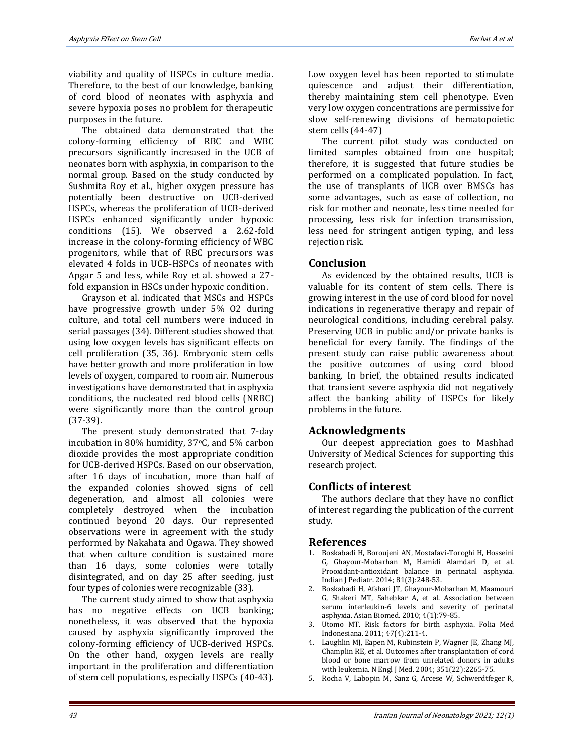viability and quality of HSPCs in culture media. Therefore, to the best of our knowledge, banking of cord blood of neonates with asphyxia and severe hypoxia poses no problem for therapeutic purposes in the future.

The obtained data demonstrated that the colony-forming efficiency of RBC and WBC precursors significantly increased in the UCB of neonates born with asphyxia, in comparison to the normal group. Based on the study conducted by Sushmita Roy et al., higher oxygen pressure has potentially been destructive on UCB-derived HSPCs, whereas the proliferation of UCB-derived HSPCs enhanced significantly under hypoxic conditions (15). We observed a 2.62-fold increase in the colony-forming efficiency of WBC progenitors, while that of RBC precursors was elevated 4 folds in UCB-HSPCs of neonates with Apgar 5 and less, while Roy et al. showed a 27-fold expansion in HSCs under hypoxic condition.

Grayson et al. indicated that MSCs and HSPCs have progressive growth under 5% O2 during culture, and total cell numbers were induced in serial passages (34). Different studies showed that using low oxygen levels has significant effects on cell proliferation (35, 36). Embryonic stem cells have better growth and more proliferation in low levels of oxygen, compared to room air. Numerous investigations have demonstrated that in asphyxia conditions, the nucleated red blood cells (NRBC) were significantly more than the control group (37-39).

The present study demonstrated that 7-day incubation in 80% humidity, 37°C, and 5% carbon dioxide provides the most appropriate condition for UCB-derived HSPCs. Based on our observation, after 16 days of incubation, more than half of the expanded colonies showed signs of cell degeneration, and almost all colonies were completely destroyed when the incubation continued beyond 20 days. Our represented observations were in agreement with the study performed by Nakahata and Ogawa. They showed that when culture condition is sustained more than 16 days, some colonies were totally disintegrated, and on day 25 after seeding, just four types of colonies were recognizable (33).

The current study aimed to show that asphyxia has no negative effects on UCB banking; nonetheless, it was observed that the hypoxia caused by asphyxia significantly improved the colony-forming efficiency of UCB-derived HSPCs. On the other hand, oxygen levels are really important in the proliferation and differentiation of stem cell populations, especially HSPCs (40-43). Low oxygen level has been reported to stimulate quiescence and adjust their differentiation, thereby maintaining stem cell phenotype. Even very low oxygen concentrations are permissive for slow self-renewing divisions of hematopoietic stem cells (44-47)

The current pilot study was conducted on limited samples obtained from one hospital; therefore, it is suggested that future studies be performed on a complicated population. In fact, the use of transplants of UCB over BMSCs has some advantages, such as ease of collection, no risk for mother and neonate, less time needed for processing, less risk for infection transmission, less need for stringent antigen typing, and less rejection risk.

## Conclusion

As evidenced by the obtained results, UCB is valuable for its content of stem cells. There is growing interest in the use of cord blood for novel indications in regenerative therapy and repair of neurological conditions, including cerebral palsy. Preserving UCB in public and/or private banks is beneficial for every family. The findings of the present study can raise public awareness about the positive outcomes of using cord blood banking. In brief, the obtained results indicated that transient severe asphyxia did not negatively affect the banking ability of HSPCs for likely problems in the future.

## Acknowledgments

Our deepest appreciation goes to Mashhad University of Medical Sciences for supporting this research project.

## Conflicts of interest

The authors declare that they have no conflict of interest regarding the publication of the current study.

## References

1. Boskabadi H, Boroujeni AN, Mostafavi-Toroghi H, Hosseini G, Ghayour-Mobarhan M, Hamidi Alamdari D, et al. Prooxidant-antioxidant balance in perinatal asphyxia. Indian J Pediatr. 2014; 81(3):248-53.
2. Boskabadi H, Afshari JT, Ghayour-Mobarhan M, Maamouri G, Shakeri MT, Sahebkar A, et al. Association between serum interleukin-6 levels and severity of perinatal asphyxia. Asian Biomed. 2010; 4(1):79-85.
3. Utomo MT. Risk factors for birth asphyxia. Folia Med Indonesiana. 2011; 47(4):211-4.
4. Laughlin MJ, Eapen M, Rubinstein P, Wagner JE, Zhang MJ, Champlin RE, et al. Outcomes after transplantation of cord blood or bone marrow from unrelated donors in adults with leukemia. N Engl J Med. 2004; 351(22):2265-75.
5. Rocha V, Labopin M, Sanz G, Arcese W, Schwerdtfeger R,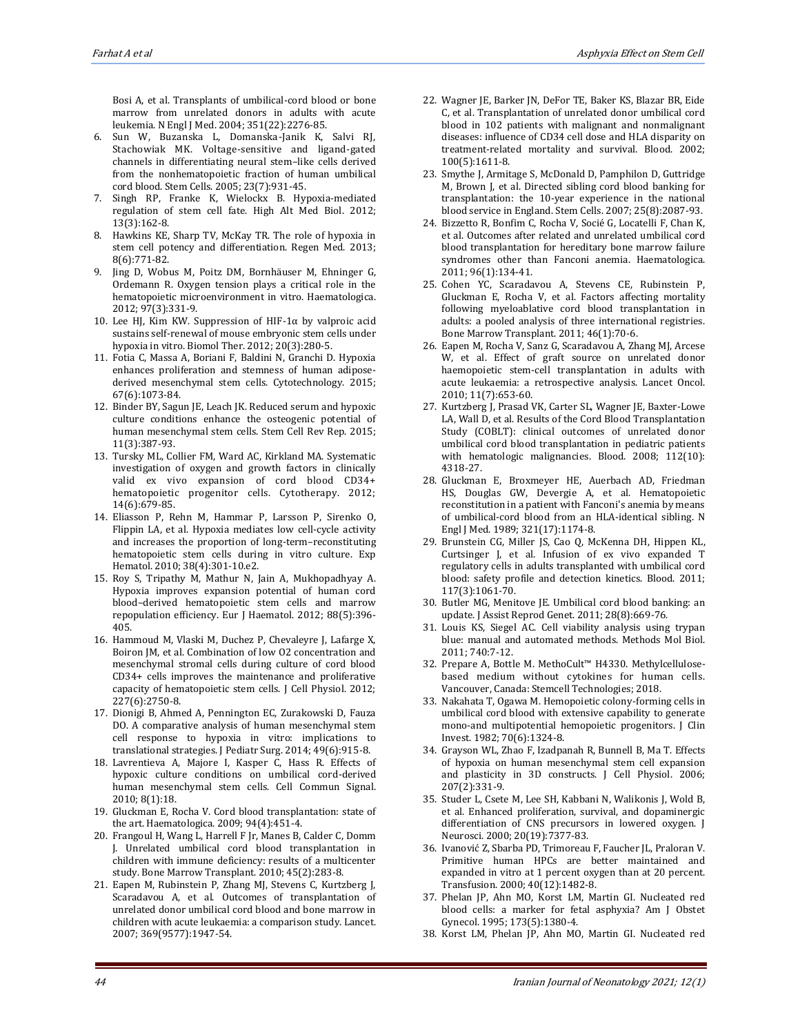Bosi A, et al. Transplants of umbilical-cord blood or bone marrow from unrelated donors in adults with acute leukemia. N Engl J Med. 2004; 351(22):2276-85.

6. Sun W, Buzanska L, Domanska-Janik K, Salvi RJ, Stachowiak MK. Voltage-sensitive and ligand-gated channels in differentiating neural stem–like cells derived from the nonhematopoietic fraction of human umbilical cord blood. Stem Cells. 2005; 23(7):931-45.
7. Singh RP, Franke K, Wielockx B. Hypoxia-mediated regulation of stem cell fate. High Alt Med Biol. 2012; 13(3):162-8.
8. Hawkins KE, Sharp TV, McKay TR. The role of hypoxia in stem cell potency and differentiation. Regen Med. 2013; 8(6):771-82.
9. Jing D, Wobus M, Poitz DM, Bornhäuser M, Ehninger G, Ordemann R. Oxygen tension plays a critical role in the hematopoietic microenvironment in vitro. Haematologica. 2012; 97(3):331-9.
10. Lee HJ, Kim KW. Suppression of HIF-1α by valproic acid sustains self-renewal of mouse embryonic stem cells under hypoxia in vitro. Biomol Ther. 2012; 20(3):280-5.
11. Fotia C, Massa A, Boriani F, Baldini N, Granchi D. Hypoxia enhances proliferation and stemness of human adipose-derived mesenchymal stem cells. Cytotechnology. 2015; 67(6):1073-84.
12. Binder BY, Sagun JE, Leach JK. Reduced serum and hypoxic culture conditions enhance the osteogenic potential of human mesenchymal stem cells. Stem Cell Rev Rep. 2015; 11(3):387-93.
13. Tursky ML, Collier FM, Ward AC, Kirkland MA. Systematic investigation of oxygen and growth factors in clinically valid ex vivo expansion of cord blood CD34+ hematopoietic progenitor cells. Cytotherapy. 2012; 14(6):679-85.
14. Eliasson P, Rehn M, Hammar P, Larsson P, Sirenko O, Flippin LA, et al. Hypoxia mediates low cell-cycle activity and increases the proportion of long-term–reconstituting hematopoietic stem cells during in vitro culture. Exp Hematol. 2010; 38(4):301-10.e2.
15. Roy S, Tripathy M, Mathur N, Jain A, Mukhopadhyay A. Hypoxia improves expansion potential of human cord blood–derived hematopoietic stem cells and marrow repopulation efficiency. Eur J Haematol. 2012; 88(5):396-405.
16. Hammoud M, Vlaski M, Duchez P, Chevaleyre J, Lafarge X, Boiron JM, et al. Combination of low O2 concentration and mesenchymal stromal cells during culture of cord blood CD34+ cells improves the maintenance and proliferative capacity of hematopoietic stem cells. J Cell Physiol. 2012; 227(6):2750-8.
17. Dionigi B, Ahmed A, Pennington EC, Zurakowski D, Fauza DO. A comparative analysis of human mesenchymal stem cell response to hypoxia in vitro: implications to translational strategies. J Pediatr Surg. 2014; 49(6):915-8.
18. Lavrentieva A, Majore I, Kasper C, Hass R. Effects of hypoxic culture conditions on umbilical cord-derived human mesenchymal stem cells. Cell Commun Signal. 2010; 8(1):18.
19. Gluckman E, Rocha V. Cord blood transplantation: state of the art. Haematologica. 2009; 94(4):451-4.
20. Frangoul H, Wang L, Harrell F Jr, Manes B, Calder C, Domm J. Unrelated umbilical cord blood transplantation in children with immune deficiency: results of a multicenter study. Bone Marrow Transplant. 2010; 45(2):283-8.
21. Eapen M, Rubinstein P, Zhang MJ, Stevens C, Kurtzberg J, Scaradavou A, et al. Outcomes of transplantation of unrelated donor umbilical cord blood and bone marrow in children with acute leukaemia: a comparison study. Lancet. 2007; 369(9577):1947-54.
22. Wagner JE, Barker JN, DeFor TE, Baker KS, Blazar BR, Eide C, et al. Transplantation of unrelated donor umbilical cord blood in 102 patients with malignant and nonmalignant diseases: influence of CD34 cell dose and HLA disparity on treatment-related mortality and survival. Blood. 2002; 100(5):1611-8.
23. Smythe J, Armitage S, McDonald D, Pamphilon D, Guttridge M, Brown J, et al. Directed sibling cord blood banking for transplantation: the 10-year experience in the national blood service in England. Stem Cells. 2007; 25(8):2087-93.
24. Bizzetto R, Bonfim C, Rocha V, Socié G, Locatelli F, Chan K, et al. Outcomes after related and unrelated umbilical cord blood transplantation for hereditary bone marrow failure syndromes other than Fanconi anemia. Haematologica. 2011; 96(1):134-41.
25. Cohen YC, Scaradavou A, Stevens CE, Rubinstein P, Gluckman E, Rocha V, et al. Factors affecting mortality following myeloablative cord blood transplantation in adults: a pooled analysis of three international registries. Bone Marrow Transplant. 2011; 46(1):70-6.
26. Eapen M, Rocha V, Sanz G, Scaradavou A, Zhang MJ, Arcese W, et al. Effect of graft source on unrelated donor haemopoietic stem-cell transplantation in adults with acute leukaemia: a retrospective analysis. Lancet Oncol. 2010; 11(7):653-60.
27. Kurtzberg J, Prasad VK, Carter SL, Wagner JE, Baxter-Lowe LA, Wall D, et al. Results of the Cord Blood Transplantation Study (COBLT): clinical outcomes of unrelated donor umbilical cord blood transplantation in pediatric patients with hematologic malignancies. Blood. 2008; 112(10): 4318-27.
28. Gluckman E, Broxmeyer HE, Auerbach AD, Friedman HS, Douglas GW, Devergie A, et al. Hematopoietic reconstitution in a patient with Fanconi's anemia by means of umbilical-cord blood from an HLA-identical sibling. N Engl J Med. 1989; 321(17):1174-8.
29. Brunstein CG, Miller JS, Cao Q, McKenna DH, Hippen KL, Curtsinger J, et al. Infusion of ex vivo expanded T regulatory cells in adults transplanted with umbilical cord blood: safety profile and detection kinetics. Blood. 2011; 117(3):1061-70.
30. Butler MG, Menitove JE. Umbilical cord blood banking: an update. J Assist Reprod Genet. 2011; 28(8):669-76.
31. Louis KS, Siegel AC. Cell viability analysis using trypan blue: manual and automated methods. Methods Mol Biol. 2011; 740:7-12.
32. Prepare A, Bottle M. MethoCult™ H4330. Methylcellulose-based medium without cytokines for human cells. Vancouver, Canada: Stemcell Technologies; 2018.
33. Nakahata T, Ogawa M. Hemopoietic colony-forming cells in umbilical cord blood with extensive capability to generate mono-and multipotential hemopoietic progenitors. J Clin Invest. 1982; 70(6):1324-8.
34. Grayson WL, Zhao F, Izadpanah R, Bunnell B, Ma T. Effects of hypoxia on human mesenchymal stem cell expansion and plasticity in 3D constructs. J Cell Physiol. 2006; 207(2):331-9.
35. Studer L, Csete M, Lee SH, Kabbani N, Walikonis J, Wold B, et al. Enhanced proliferation, survival, and dopaminergic differentiation of CNS precursors in lowered oxygen. J Neurosci. 2000; 20(19):7377-83.
36. Ivanović Z, Sbarba PD, Trimoreau F, Faucher JL, Praloran V. Primitive human HPCs are better maintained and expanded in vitro at 1 percent oxygen than at 20 percent. Transfusion. 2000; 40(12):1482-8.
37. Phelan JP, Ahn MO, Korst LM, Martin GI. Nucleated red blood cells: a marker for fetal asphyxia? Am J Obstet Gynecol. 1995; 173(5):1380-4.
38. Korst LM, Phelan JP, Ahn MO, Martin GI. Nucleated red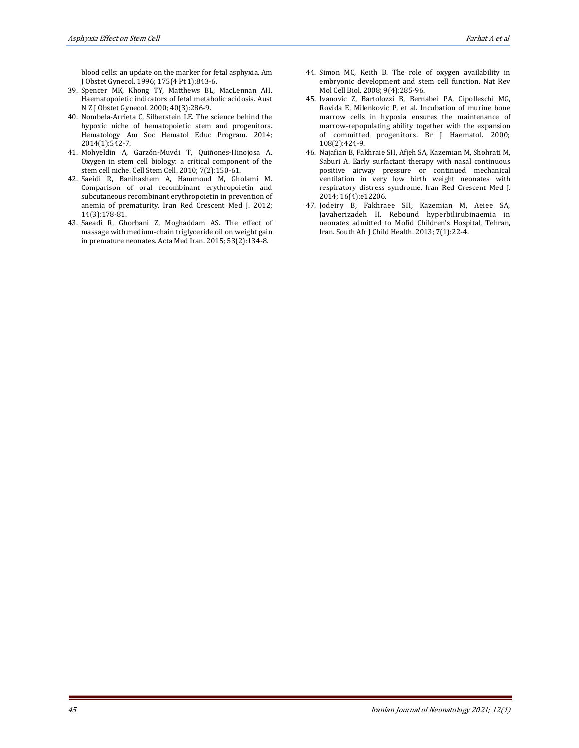blood cells: an update on the marker for fetal asphyxia. Am J Obstet Gynecol. 1996; 175(4 Pt 1):843-6.

39. Spencer MK, Khong TY, Matthews BL, MacLennan AH. Haematopoietic indicators of fetal metabolic acidosis. Aust N Z J Obstet Gynecol. 2000; 40(3):286-9.
40. Nombela-Arrieta C, Silberstein LE. The science behind the hypoxic niche of hematopoietic stem and progenitors. Hematology Am Soc Hematol Educ Program. 2014; 2014(1):542-7.
41. Mohyeldin A, Garzón-Muvdi T, Quiñones-Hinojosa A. Oxygen in stem cell biology: a critical component of the stem cell niche. Cell Stem Cell. 2010; 7(2):150-61.
42. Saeidi R, Banihashem A, Hammoud M, Gholami M. Comparison of oral recombinant erythropoietin and subcutaneous recombinant erythropoietin in prevention of anemia of prematurity. Iran Red Crescent Med J. 2012; 14(3):178-81.
43. Saeadi R, Ghorbani Z, Moghaddam AS. The effect of massage with medium-chain triglyceride oil on weight gain in premature neonates. Acta Med Iran. 2015; 53(2):134-8.
44. Simon MC, Keith B. The role of oxygen availability in embryonic development and stem cell function. Nat Rev Mol Cell Biol. 2008; 9(4):285-96.
45. Ivanovic Z, Bartolozzi B, Bernabei PA, Cipolleschi MG, Rovida E, Milenkovic P, et al. Incubation of murine bone marrow cells in hypoxia ensures the maintenance of marrow-repopulating ability together with the expansion of committed progenitors. Br J Haematol. 2000; 108(2):424-9.
46. Najafian B, Fakhraie SH, Afjeh SA, Kazemian M, Shohrati M, Saburi A. Early surfactant therapy with nasal continuous positive airway pressure or continued mechanical ventilation in very low birth weight neonates with respiratory distress syndrome. Iran Red Crescent Med J. 2014; 16(4):e12206.
47. Jodeiry B, Fakhraee SH, Kazemian M, Aeiee SA, Javaherizadeh H. Rebound hyperbilirubinaemia in neonates admitted to Mofid Children's Hospital, Tehran, Iran. South Afr J Child Health. 2013; 7(1):22-4.